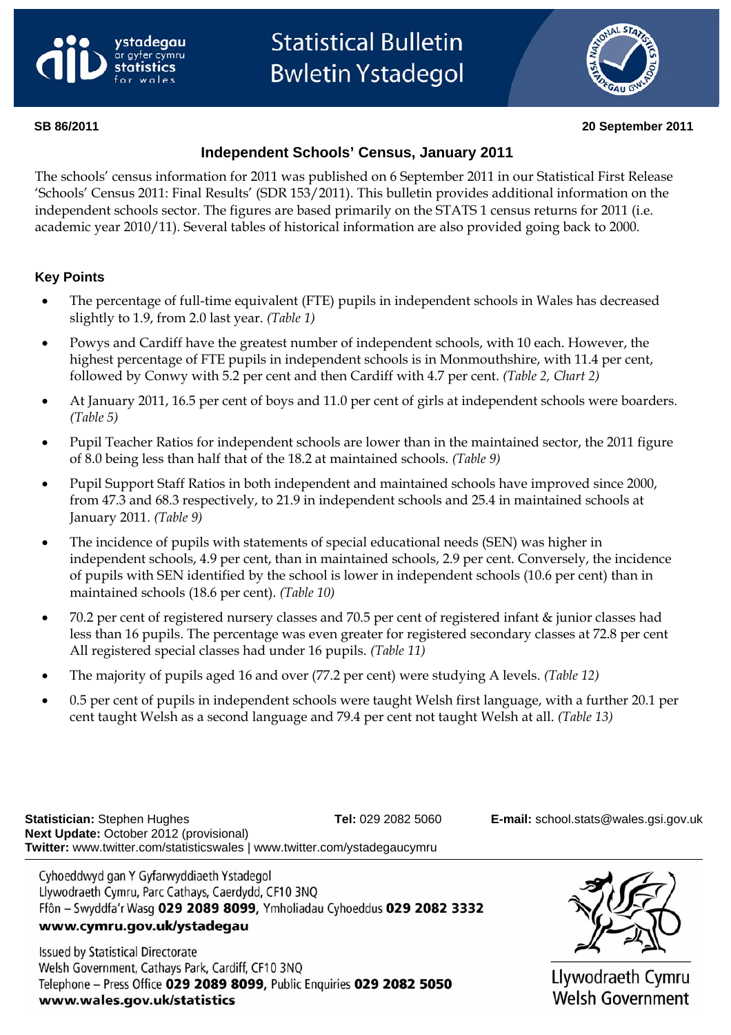# Statistical Bulletin
# Bwletin Ystadegol

**SB 86/2011** **20 September 2011**

## Independent Schools' Census, January 2011

The schools' census information for 2011 was published on 6 September 2011 in our Statistical First Release 'Schools' Census 2011: Final Results' (SDR 153/2011). This bulletin provides additional information on the independent schools sector. The figures are based primarily on the STATS 1 census returns for 2011 (i.e. academic year 2010/11). Several tables of historical information are also provided going back to 2000.

### Key Points

- The percentage of full-time equivalent (FTE) pupils in independent schools in Wales has decreased slightly to 1.9, from 2.0 last year. *(Table 1)*
- Powys and Cardiff have the greatest number of independent schools, with 10 each. However, the highest percentage of FTE pupils in independent schools is in Monmouthshire, with 11.4 per cent, followed by Conwy with 5.2 per cent and then Cardiff with 4.7 per cent. *(Table 2, Chart 2)*
- At January 2011, 16.5 per cent of boys and 11.0 per cent of girls at independent schools were boarders. *(Table 5)*
- Pupil Teacher Ratios for independent schools are lower than in the maintained sector, the 2011 figure of 8.0 being less than half that of the 18.2 at maintained schools. *(Table 9)*
- Pupil Support Staff Ratios in both independent and maintained schools have improved since 2000, from 47.3 and 68.3 respectively, to 21.9 in independent schools and 25.4 in maintained schools at January 2011. *(Table 9)*
- The incidence of pupils with statements of special educational needs (SEN) was higher in independent schools, 4.9 per cent, than in maintained schools, 2.9 per cent. Conversely, the incidence of pupils with SEN identified by the school is lower in independent schools (10.6 per cent) than in maintained schools (18.6 per cent). *(Table 10)*
- 70.2 per cent of registered nursery classes and 70.5 per cent of registered infant & junior classes had less than 16 pupils. The percentage was even greater for registered secondary classes at 72.8 per cent All registered special classes had under 16 pupils. *(Table 11)*
- The majority of pupils aged 16 and over (77.2 per cent) were studying A levels. *(Table 12)*
- 0.5 per cent of pupils in independent schools were taught Welsh first language, with a further 20.1 per cent taught Welsh as a second language and 79.4 per cent not taught Welsh at all. *(Table 13)*

**Statistician:** Stephen Hughes **Tel:** 029 2082 5060 **E-mail:** school.stats@wales.gsi.gov.uk
**Next Update:** October 2012 (provisional)
**Twitter:** www.twitter.com/statisticswales | www.twitter.com/ystadegaucymru

Cyhoeddwyd gan Y Gyfarwyddiaeth Ystadegol
Llywodraeth Cymru, Parc Cathays, Caerdydd, CF10 3NQ
Ffôn – Swyddfa'r Wasg **029 2089 8099**, Ymholiadau Cyhoeddus **029 2082 3332**
**www.cymru.gov.uk/ystadegau**

Issued by Statistical Directorate
Welsh Government, Cathays Park, Cardiff, CF10 3NQ
Telephone – Press Office **029 2089 8099**, Public Enquiries **029 2082 5050**
**www.wales.gov.uk/statistics**

Llywodraeth Cymru
Welsh Government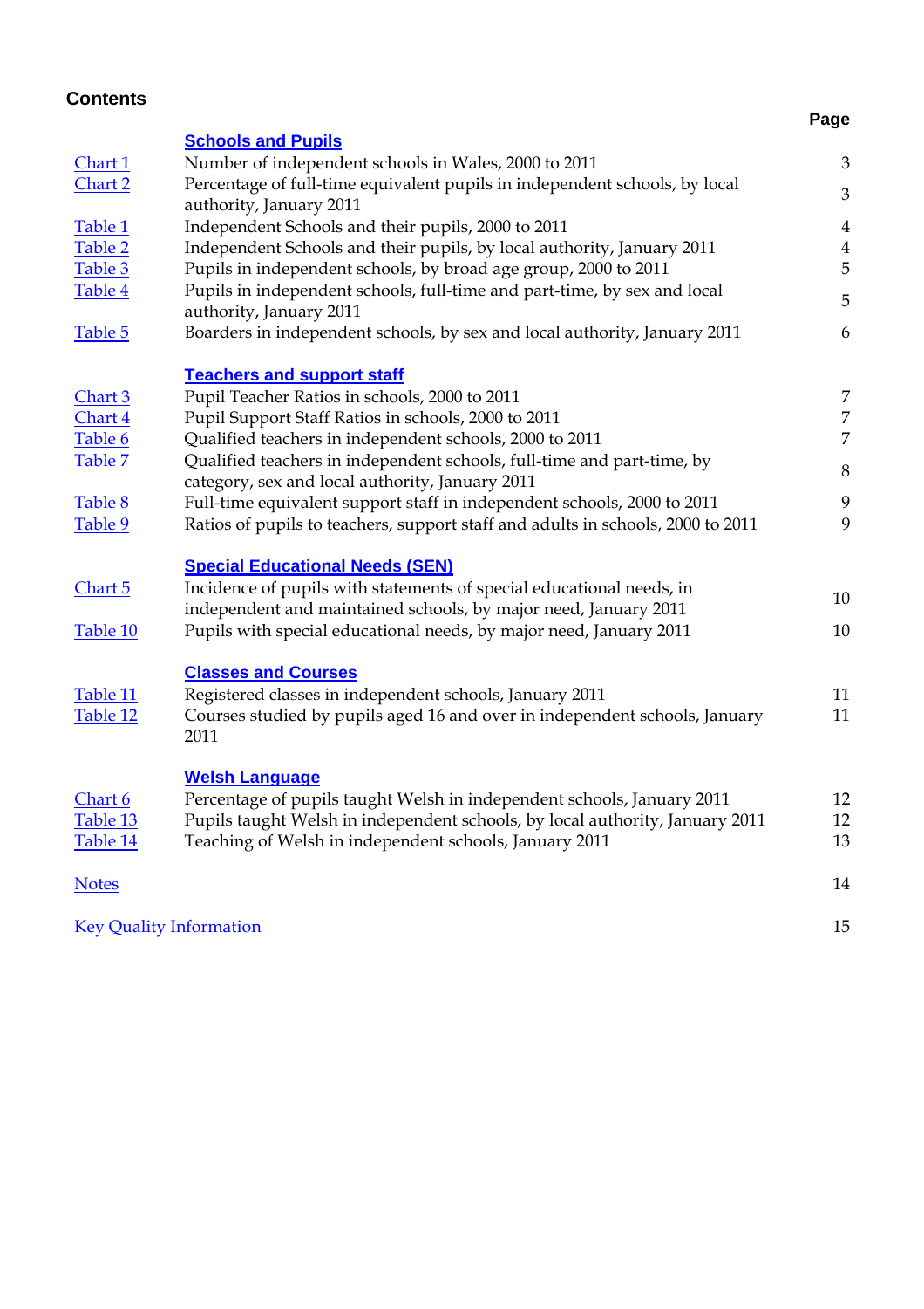## Contents

| | | Page |
|---|---|---|
| | **Schools and Pupils** | |
| Chart 1 | Number of independent schools in Wales, 2000 to 2011 | 3 |
| Chart 2 | Percentage of full-time equivalent pupils in independent schools, by local authority, January 2011 | 3 |
| Table 1 | Independent Schools and their pupils, 2000 to 2011 | 4 |
| Table 2 | Independent Schools and their pupils, by local authority, January 2011 | 4 |
| Table 3 | Pupils in independent schools, by broad age group, 2000 to 2011 | 5 |
| Table 4 | Pupils in independent schools, full-time and part-time, by sex and local authority, January 2011 | 5 |
| Table 5 | Boarders in independent schools, by sex and local authority, January 2011 | 6 |
| | **Teachers and support staff** | |
| Chart 3 | Pupil Teacher Ratios in schools, 2000 to 2011 | 7 |
| Chart 4 | Pupil Support Staff Ratios in schools, 2000 to 2011 | 7 |
| Table 6 | Qualified teachers in independent schools, 2000 to 2011 | 7 |
| Table 7 | Qualified teachers in independent schools, full-time and part-time, by category, sex and local authority, January 2011 | 8 |
| Table 8 | Full-time equivalent support staff in independent schools, 2000 to 2011 | 9 |
| Table 9 | Ratios of pupils to teachers, support staff and adults in schools, 2000 to 2011 | 9 |
| | **Special Educational Needs (SEN)** | |
| Chart 5 | Incidence of pupils with statements of special educational needs, in independent and maintained schools, by major need, January 2011 | 10 |
| Table 10 | Pupils with special educational needs, by major need, January 2011 | 10 |
| | **Classes and Courses** | |
| Table 11 | Registered classes in independent schools, January 2011 | 11 |
| Table 12 | Courses studied by pupils aged 16 and over in independent schools, January 2011 | 11 |
| | **Welsh Language** | |
| Chart 6 | Percentage of pupils taught Welsh in independent schools, January 2011 | 12 |
| Table 13 | Pupils taught Welsh in independent schools, by local authority, January 2011 | 12 |
| Table 14 | Teaching of Welsh in independent schools, January 2011 | 13 |
| Notes | | 14 |
| Key Quality Information | | 15 |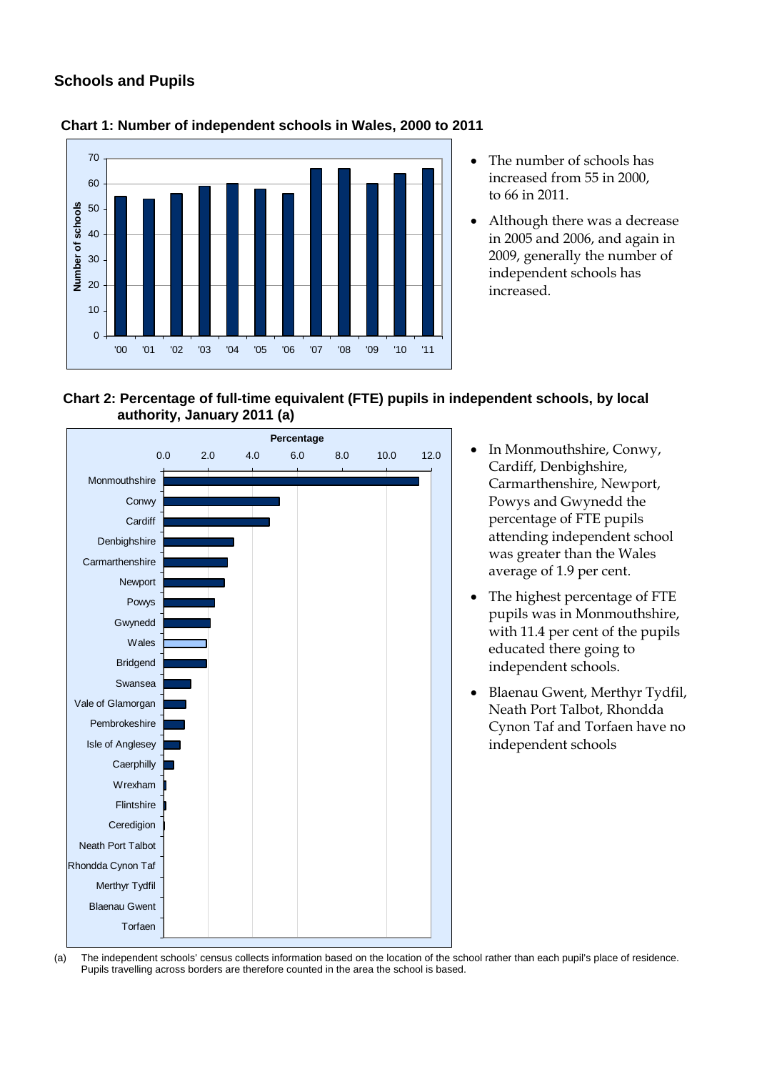## Schools and Pupils

**Chart 1: Number of independent schools in Wales, 2000 to 2011**

- The number of schools has increased from 55 in 2000, to 66 in 2011.
- Although there was a decrease in 2005 and 2006, and again in 2009, generally the number of independent schools has increased.

**Chart 2: Percentage of full-time equivalent (FTE) pupils in independent schools, by local authority, January 2011 (a)**

- In Monmouthshire, Conwy, Cardiff, Denbighshire, Carmarthenshire, Newport, Powys and Gwynedd the percentage of FTE pupils attending independent school was greater than the Wales average of 1.9 per cent.
- The highest percentage of FTE pupils was in Monmouthshire, with 11.4 per cent of the pupils educated there going to independent schools.
- Blaenau Gwent, Merthyr Tydfil, Neath Port Talbot, Rhondda Cynon Taf and Torfaen have no independent schools

(a) The independent schools' census collects information based on the location of the school rather than each pupil's place of residence. Pupils travelling across borders are therefore counted in the area the school is based.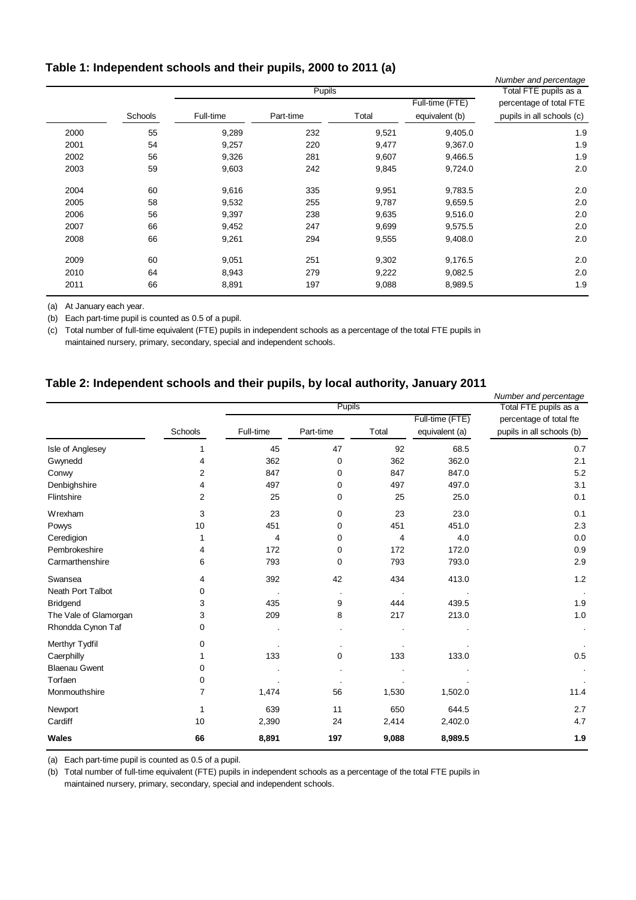## Table 1: Independent schools and their pupils, 2000 to 2011 (a)

*Number and percentage*

| | Schools | Pupils | | | | Total FTE pupils as a percentage of total FTE pupils in all schools (c) |
|---|---|---|---|---|---|---|
| | | Full-time | Part-time | Total | Full-time (FTE) equivalent (b) | |
| 2000 | 55 | 9,289 | 232 | 9,521 | 9,405.0 | 1.9 |
| 2001 | 54 | 9,257 | 220 | 9,477 | 9,367.0 | 1.9 |
| 2002 | 56 | 9,326 | 281 | 9,607 | 9,466.5 | 1.9 |
| 2003 | 59 | 9,603 | 242 | 9,845 | 9,724.0 | 2.0 |
| 2004 | 60 | 9,616 | 335 | 9,951 | 9,783.5 | 2.0 |
| 2005 | 58 | 9,532 | 255 | 9,787 | 9,659.5 | 2.0 |
| 2006 | 56 | 9,397 | 238 | 9,635 | 9,516.0 | 2.0 |
| 2007 | 66 | 9,452 | 247 | 9,699 | 9,575.5 | 2.0 |
| 2008 | 66 | 9,261 | 294 | 9,555 | 9,408.0 | 2.0 |
| 2009 | 60 | 9,051 | 251 | 9,302 | 9,176.5 | 2.0 |
| 2010 | 64 | 8,943 | 279 | 9,222 | 9,082.5 | 2.0 |
| 2011 | 66 | 8,891 | 197 | 9,088 | 8,989.5 | 1.9 |

(a) At January each year.

(b) Each part-time pupil is counted as 0.5 of a pupil.

(c) Total number of full-time equivalent (FTE) pupils in independent schools as a percentage of the total FTE pupils in maintained nursery, primary, secondary, special and independent schools.

## Table 2: Independent schools and their pupils, by local authority, January 2011

*Number and percentage*

| | Schools | Pupils | | | | Total FTE pupils as a percentage of total fte pupils in all schools (b) |
|---|---|---|---|---|---|---|
| | | Full-time | Part-time | Total | Full-time (FTE) equivalent (a) | |
| Isle of Anglesey | 1 | 45 | 47 | 92 | 68.5 | 0.7 |
| Gwynedd | 4 | 362 | 0 | 362 | 362.0 | 2.1 |
| Conwy | 2 | 847 | 0 | 847 | 847.0 | 5.2 |
| Denbighshire | 4 | 497 | 0 | 497 | 497.0 | 3.1 |
| Flintshire | 2 | 25 | 0 | 25 | 25.0 | 0.1 |
| Wrexham | 3 | 23 | 0 | 23 | 23.0 | 0.1 |
| Powys | 10 | 451 | 0 | 451 | 451.0 | 2.3 |
| Ceredigion | 1 | 4 | 0 | 4 | 4.0 | 0.0 |
| Pembrokeshire | 4 | 172 | 0 | 172 | 172.0 | 0.9 |
| Carmarthenshire | 6 | 793 | 0 | 793 | 793.0 | 2.9 |
| Swansea | 4 | 392 | 42 | 434 | 413.0 | 1.2 |
| Neath Port Talbot | 0 | . | . | . | . | . |
| Bridgend | 3 | 435 | 9 | 444 | 439.5 | 1.9 |
| The Vale of Glamorgan | 3 | 209 | 8 | 217 | 213.0 | 1.0 |
| Rhondda Cynon Taf | 0 | . | . | . | . | . |
| Merthyr Tydfil | 0 | . | . | . | . | . |
| Caerphilly | 1 | 133 | 0 | 133 | 133.0 | 0.5 |
| Blaenau Gwent | 0 | . | . | . | . | . |
| Torfaen | 0 | . | . | . | . | . |
| Monmouthshire | 7 | 1,474 | 56 | 1,530 | 1,502.0 | 11.4 |
| Newport | 1 | 639 | 11 | 650 | 644.5 | 2.7 |
| Cardiff | 10 | 2,390 | 24 | 2,414 | 2,402.0 | 4.7 |
| **Wales** | **66** | **8,891** | **197** | **9,088** | **8,989.5** | **1.9** |

(a) Each part-time pupil is counted as 0.5 of a pupil.

(b) Total number of full-time equivalent (FTE) pupils in independent schools as a percentage of the total FTE pupils in maintained nursery, primary, secondary, special and independent schools.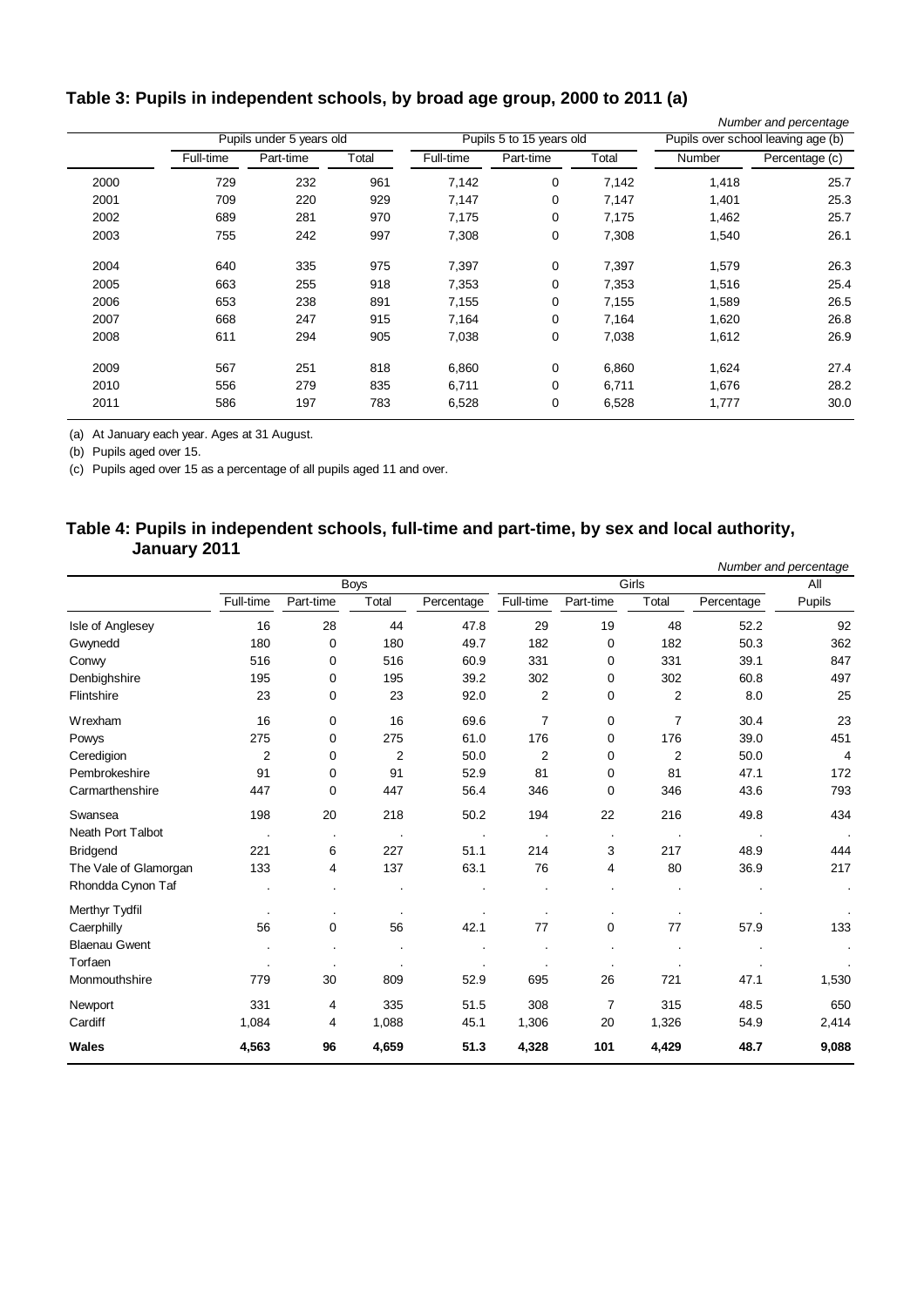## Table 3: Pupils in independent schools, by broad age group, 2000 to 2011 (a)

*Number and percentage*

| | Pupils under 5 years old | | | Pupils 5 to 15 years old | | | Pupils over school leaving age (b) | |
|---|---|---|---|---|---|---|---|---|
| | Full-time | Part-time | Total | Full-time | Part-time | Total | Number | Percentage (c) |
| 2000 | 729 | 232 | 961 | 7,142 | 0 | 7,142 | 1,418 | 25.7 |
| 2001 | 709 | 220 | 929 | 7,147 | 0 | 7,147 | 1,401 | 25.3 |
| 2002 | 689 | 281 | 970 | 7,175 | 0 | 7,175 | 1,462 | 25.7 |
| 2003 | 755 | 242 | 997 | 7,308 | 0 | 7,308 | 1,540 | 26.1 |
| 2004 | 640 | 335 | 975 | 7,397 | 0 | 7,397 | 1,579 | 26.3 |
| 2005 | 663 | 255 | 918 | 7,353 | 0 | 7,353 | 1,516 | 25.4 |
| 2006 | 653 | 238 | 891 | 7,155 | 0 | 7,155 | 1,589 | 26.5 |
| 2007 | 668 | 247 | 915 | 7,164 | 0 | 7,164 | 1,620 | 26.8 |
| 2008 | 611 | 294 | 905 | 7,038 | 0 | 7,038 | 1,612 | 26.9 |
| 2009 | 567 | 251 | 818 | 6,860 | 0 | 6,860 | 1,624 | 27.4 |
| 2010 | 556 | 279 | 835 | 6,711 | 0 | 6,711 | 1,676 | 28.2 |
| 2011 | 586 | 197 | 783 | 6,528 | 0 | 6,528 | 1,777 | 30.0 |

(a) At January each year. Ages at 31 August.

(b) Pupils aged over 15.

(c) Pupils aged over 15 as a percentage of all pupils aged 11 and over.

## Table 4: Pupils in independent schools, full-time and part-time, by sex and local authority, January 2011

*Number and percentage*

| | Boys | | | | Girls | | | | All |
|---|---|---|---|---|---|---|---|---|---|
| | Full-time | Part-time | Total | Percentage | Full-time | Part-time | Total | Percentage | Pupils |
| Isle of Anglesey | 16 | 28 | 44 | 47.8 | 29 | 19 | 48 | 52.2 | 92 |
| Gwynedd | 180 | 0 | 180 | 49.7 | 182 | 0 | 182 | 50.3 | 362 |
| Conwy | 516 | 0 | 516 | 60.9 | 331 | 0 | 331 | 39.1 | 847 |
| Denbighshire | 195 | 0 | 195 | 39.2 | 302 | 0 | 302 | 60.8 | 497 |
| Flintshire | 23 | 0 | 23 | 92.0 | 2 | 0 | 2 | 8.0 | 25 |
| Wrexham | 16 | 0 | 16 | 69.6 | 7 | 0 | 7 | 30.4 | 23 |
| Powys | 275 | 0 | 275 | 61.0 | 176 | 0 | 176 | 39.0 | 451 |
| Ceredigion | 2 | 0 | 2 | 50.0 | 2 | 0 | 2 | 50.0 | 4 |
| Pembrokeshire | 91 | 0 | 91 | 52.9 | 81 | 0 | 81 | 47.1 | 172 |
| Carmarthenshire | 447 | 0 | 447 | 56.4 | 346 | 0 | 346 | 43.6 | 793 |
| Swansea | 198 | 20 | 218 | 50.2 | 194 | 22 | 216 | 49.8 | 434 |
| Neath Port Talbot | . | . | . | . | . | . | . | . | . |
| Bridgend | 221 | 6 | 227 | 51.1 | 214 | 3 | 217 | 48.9 | 444 |
| The Vale of Glamorgan | 133 | 4 | 137 | 63.1 | 76 | 4 | 80 | 36.9 | 217 |
| Rhondda Cynon Taf | . | . | . | . | . | . | . | . | . |
| Merthyr Tydfil | . | . | . | . | . | . | . | . | . |
| Caerphilly | 56 | 0 | 56 | 42.1 | 77 | 0 | 77 | 57.9 | 133 |
| Blaenau Gwent | . | . | . | . | . | . | . | . | . |
| Torfaen | . | . | . | . | . | . | . | . | . |
| Monmouthshire | 779 | 30 | 809 | 52.9 | 695 | 26 | 721 | 47.1 | 1,530 |
| Newport | 331 | 4 | 335 | 51.5 | 308 | 7 | 315 | 48.5 | 650 |
| Cardiff | 1,084 | 4 | 1,088 | 45.1 | 1,306 | 20 | 1,326 | 54.9 | 2,414 |
| **Wales** | **4,563** | **96** | **4,659** | **51.3** | **4,328** | **101** | **4,429** | **48.7** | **9,088** |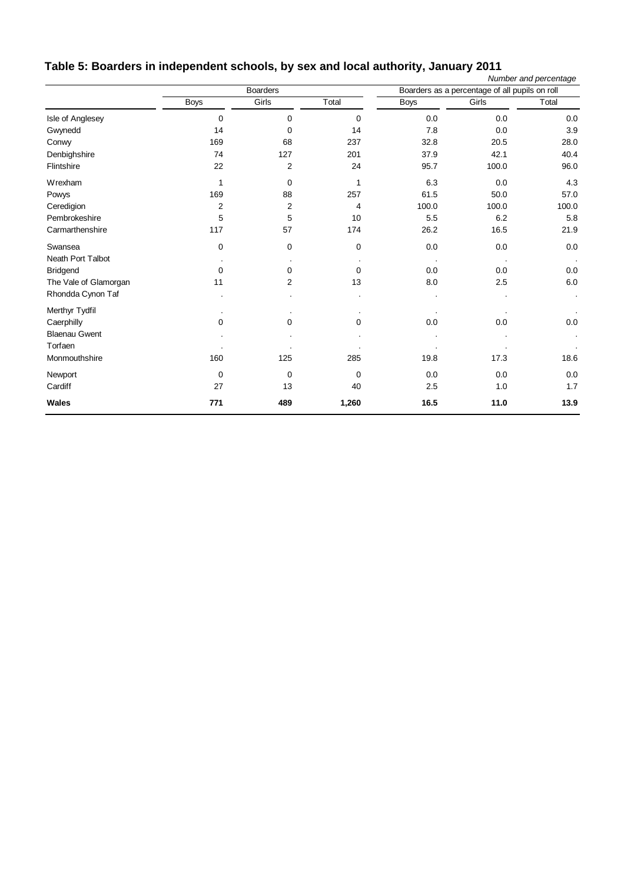## Table 5: Boarders in independent schools, by sex and local authority, January 2011

*Number and percentage*

| | Boarders | | | Boarders as a percentage of all pupils on roll | | |
|---|---|---|---|---|---|---|
| | Boys | Girls | Total | Boys | Girls | Total |
| Isle of Anglesey | 0 | 0 | 0 | 0.0 | 0.0 | 0.0 |
| Gwynedd | 14 | 0 | 14 | 7.8 | 0.0 | 3.9 |
| Conwy | 169 | 68 | 237 | 32.8 | 20.5 | 28.0 |
| Denbighshire | 74 | 127 | 201 | 37.9 | 42.1 | 40.4 |
| Flintshire | 22 | 2 | 24 | 95.7 | 100.0 | 96.0 |
| Wrexham | 1 | 0 | 1 | 6.3 | 0.0 | 4.3 |
| Powys | 169 | 88 | 257 | 61.5 | 50.0 | 57.0 |
| Ceredigion | 2 | 2 | 4 | 100.0 | 100.0 | 100.0 |
| Pembrokeshire | 5 | 5 | 10 | 5.5 | 6.2 | 5.8 |
| Carmarthenshire | 117 | 57 | 174 | 26.2 | 16.5 | 21.9 |
| Swansea | 0 | 0 | 0 | 0.0 | 0.0 | 0.0 |
| Neath Port Talbot | . | . | . | . | . | . |
| Bridgend | 0 | 0 | 0 | 0.0 | 0.0 | 0.0 |
| The Vale of Glamorgan | 11 | 2 | 13 | 8.0 | 2.5 | 6.0 |
| Rhondda Cynon Taf | . | . | . | . | . | . |
| Merthyr Tydfil | . | . | . | . | . | . |
| Caerphilly | 0 | 0 | 0 | 0.0 | 0.0 | 0.0 |
| Blaenau Gwent | . | . | . | . | . | . |
| Torfaen | . | . | . | . | . | . |
| Monmouthshire | 160 | 125 | 285 | 19.8 | 17.3 | 18.6 |
| Newport | 0 | 0 | 0 | 0.0 | 0.0 | 0.0 |
| Cardiff | 27 | 13 | 40 | 2.5 | 1.0 | 1.7 |
| **Wales** | **771** | **489** | **1,260** | **16.5** | **11.0** | **13.9** |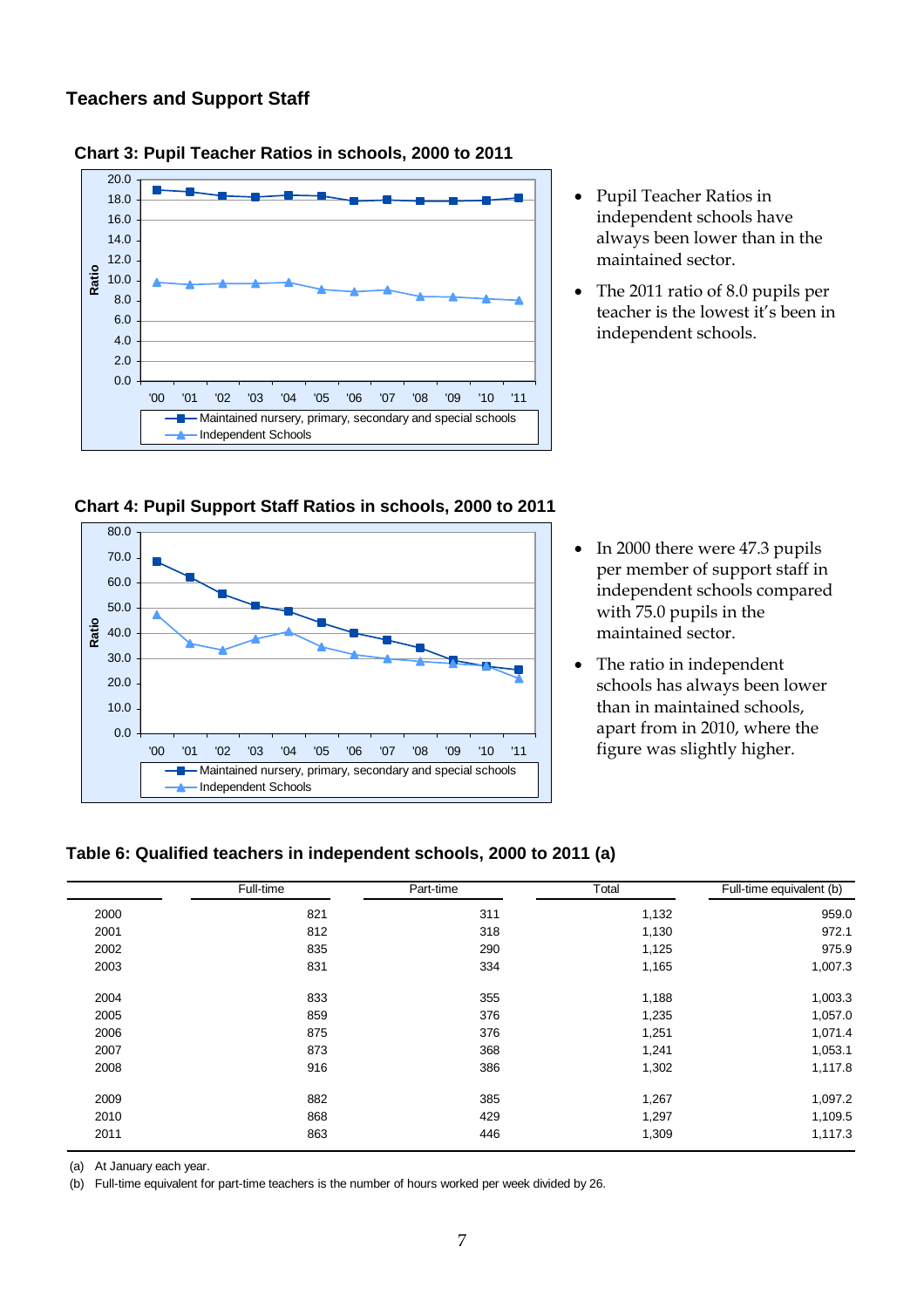## Teachers and Support Staff

**Chart 3: Pupil Teacher Ratios in schools, 2000 to 2011**

- Pupil Teacher Ratios in independent schools have always been lower than in the maintained sector.
- The 2011 ratio of 8.0 pupils per teacher is the lowest it's been in independent schools.

**Chart 4: Pupil Support Staff Ratios in schools, 2000 to 2011**

- In 2000 there were 47.3 pupils per member of support staff in independent schools compared with 75.0 pupils in the maintained sector.
- The ratio in independent schools has always been lower than in maintained schools, apart from in 2010, where the figure was slightly higher.

**Table 6: Qualified teachers in independent schools, 2000 to 2011 (a)**

| | Full-time | Part-time | Total | Full-time equivalent (b) |
|---|---|---|---|---|
| 2000 | 821 | 311 | 1,132 | 959.0 |
| 2001 | 812 | 318 | 1,130 | 972.1 |
| 2002 | 835 | 290 | 1,125 | 975.9 |
| 2003 | 831 | 334 | 1,165 | 1,007.3 |
| 2004 | 833 | 355 | 1,188 | 1,003.3 |
| 2005 | 859 | 376 | 1,235 | 1,057.0 |
| 2006 | 875 | 376 | 1,251 | 1,071.4 |
| 2007 | 873 | 368 | 1,241 | 1,053.1 |
| 2008 | 916 | 386 | 1,302 | 1,117.8 |
| 2009 | 882 | 385 | 1,267 | 1,097.2 |
| 2010 | 868 | 429 | 1,297 | 1,109.5 |
| 2011 | 863 | 446 | 1,309 | 1,117.3 |

(a) At January each year.
(b) Full-time equivalent for part-time teachers is the number of hours worked per week divided by 26.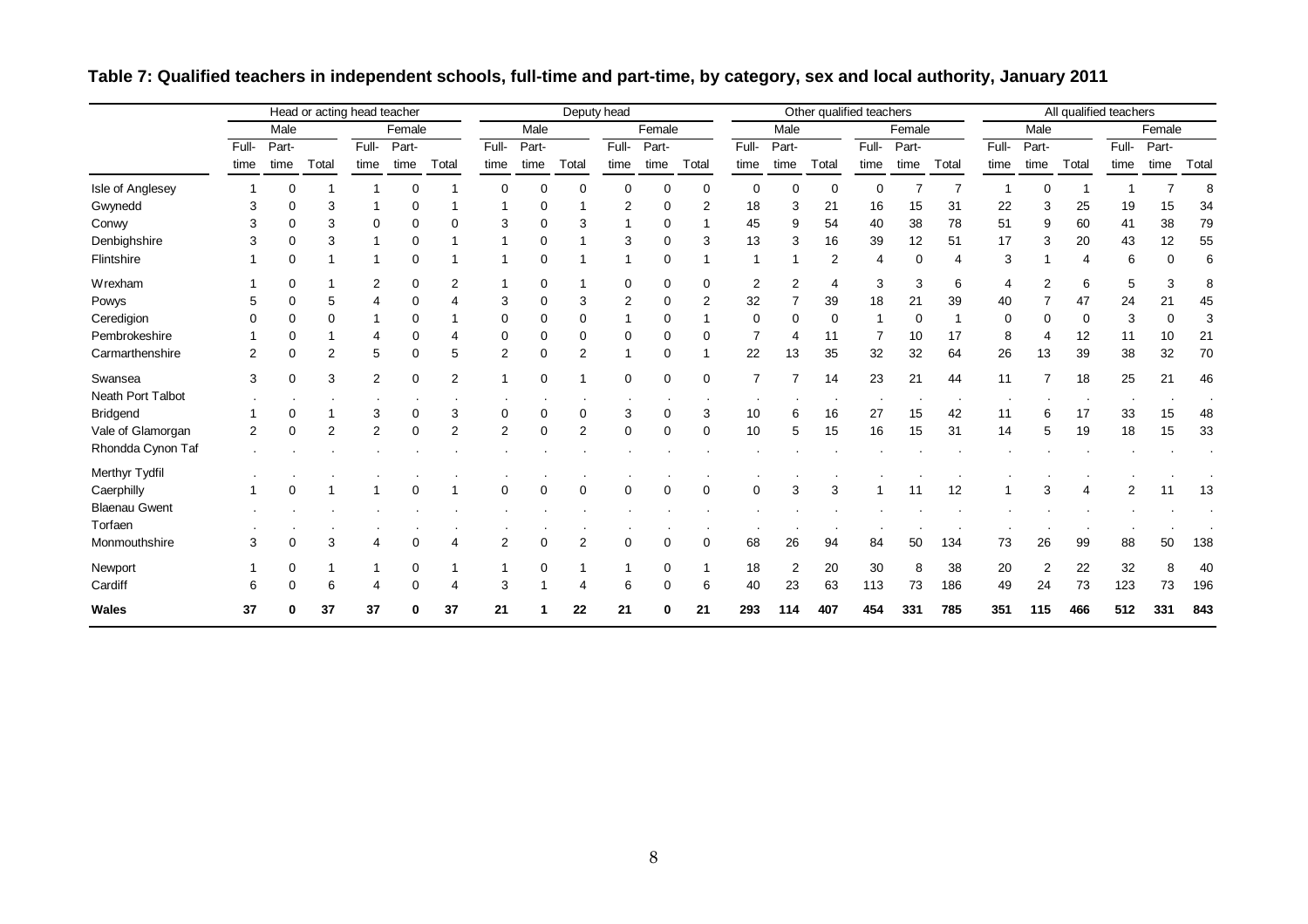**Table 7: Qualified teachers in independent schools, full-time and part-time, by category, sex and local authority, January 2011**

| | Head or acting head teacher | | | | | | Deputy head | | | | | | Other qualified teachers | | | | | | All qualified teachers | | | | | |
|---|---|---|---|---|---|---|---|---|---|---|---|---|---|---|---|---|---|---|---|---|---|---|---|---|
| | Male | | | Female | | | Male | | | Female | | | Male | | | Female | | | Male | | | Female | | |
| | Full-time | Part-time | Total | Full-time | Part-time | Total | Full-time | Part-time | Total | Full-time | Part-time | Total | Full-time | Part-time | Total | Full-time | Part-time | Total | Full-time | Part-time | Total | Full-time | Part-time | Total |
| Isle of Anglesey | 1 | 0 | 1 | 1 | 0 | 1 | 0 | 0 | 0 | 0 | 0 | 0 | 0 | 0 | 0 | 0 | 7 | 7 | 1 | 0 | 1 | 1 | 7 | 8 |
| Gwynedd | 3 | 0 | 3 | 1 | 0 | 1 | 1 | 0 | 1 | 2 | 0 | 2 | 18 | 3 | 21 | 16 | 15 | 31 | 22 | 3 | 25 | 19 | 15 | 34 |
| Conwy | 3 | 0 | 3 | 0 | 0 | 0 | 3 | 0 | 3 | 1 | 0 | 1 | 45 | 9 | 54 | 40 | 38 | 78 | 51 | 9 | 60 | 41 | 38 | 79 |
| Denbighshire | 3 | 0 | 3 | 1 | 0 | 1 | 1 | 0 | 1 | 3 | 0 | 3 | 13 | 3 | 16 | 39 | 12 | 51 | 17 | 3 | 20 | 43 | 12 | 55 |
| Flintshire | 1 | 0 | 1 | 1 | 0 | 1 | 1 | 0 | 1 | 1 | 0 | 1 | 1 | 1 | 2 | 4 | 0 | 4 | 3 | 1 | 4 | 6 | 0 | 6 |
| Wrexham | 1 | 0 | 1 | 2 | 0 | 2 | 1 | 0 | 1 | 0 | 0 | 0 | 2 | 2 | 4 | 3 | 3 | 6 | 4 | 2 | 6 | 5 | 3 | 8 |
| Powys | 5 | 0 | 5 | 4 | 0 | 4 | 3 | 0 | 3 | 2 | 0 | 2 | 32 | 7 | 39 | 18 | 21 | 39 | 40 | 7 | 47 | 24 | 21 | 45 |
| Ceredigion | 0 | 0 | 0 | 1 | 0 | 1 | 0 | 0 | 0 | 1 | 0 | 1 | 0 | 0 | 0 | 1 | 0 | 1 | 0 | 0 | 0 | 3 | 0 | 3 |
| Pembrokeshire | 1 | 0 | 1 | 4 | 0 | 4 | 0 | 0 | 0 | 0 | 0 | 0 | 7 | 4 | 11 | 7 | 10 | 17 | 8 | 4 | 12 | 11 | 10 | 21 |
| Carmarthenshire | 2 | 0 | 2 | 5 | 0 | 5 | 2 | 0 | 2 | 1 | 0 | 1 | 22 | 13 | 35 | 32 | 32 | 64 | 26 | 13 | 39 | 38 | 32 | 70 |
| Swansea | 3 | 0 | 3 | 2 | 0 | 2 | 1 | 0 | 1 | 0 | 0 | 0 | 7 | 7 | 14 | 23 | 21 | 44 | 11 | 7 | 18 | 25 | 21 | 46 |
| Neath Port Talbot | . | . | . | . | . | . | . | . | . | . | . | . | . | . | . | . | . | . | . | . | . | . | . | . |
| Bridgend | 1 | 0 | 1 | 3 | 0 | 3 | 0 | 0 | 0 | 3 | 0 | 3 | 10 | 6 | 16 | 27 | 15 | 42 | 11 | 6 | 17 | 33 | 15 | 48 |
| Vale of Glamorgan | 2 | 0 | 2 | 2 | 0 | 2 | 2 | 0 | 2 | 0 | 0 | 0 | 10 | 5 | 15 | 16 | 15 | 31 | 14 | 5 | 19 | 18 | 15 | 33 |
| Rhondda Cynon Taf | . | . | . | . | . | . | . | . | . | . | . | . | . | . | . | . | . | . | . | . | . | . | . | . |
| Merthyr Tydfil | . | . | . | . | . | . | . | . | . | . | . | . | . | . | . | . | . | . | . | . | . | . | . | . |
| Caerphilly | 1 | 0 | 1 | 1 | 0 | 1 | 0 | 0 | 0 | 0 | 0 | 0 | 0 | 3 | 3 | 1 | 11 | 12 | 1 | 3 | 4 | 2 | 11 | 13 |
| Blaenau Gwent | . | . | . | . | . | . | . | . | . | . | . | . | . | . | . | . | . | . | . | . | . | . | . | . |
| Torfaen | . | . | . | . | . | . | . | . | . | . | . | . | . | . | . | . | . | . | . | . | . | . | . | . |
| Monmouthshire | 3 | 0 | 3 | 4 | 0 | 4 | 2 | 0 | 2 | 0 | 0 | 0 | 68 | 26 | 94 | 84 | 50 | 134 | 73 | 26 | 99 | 88 | 50 | 138 |
| Newport | 1 | 0 | 1 | 1 | 0 | 1 | 1 | 0 | 1 | 1 | 0 | 1 | 18 | 2 | 20 | 30 | 8 | 38 | 20 | 2 | 22 | 32 | 8 | 40 |
| Cardiff | 6 | 0 | 6 | 4 | 0 | 4 | 3 | 1 | 4 | 6 | 0 | 6 | 40 | 23 | 63 | 113 | 73 | 186 | 49 | 24 | 73 | 123 | 73 | 196 |
| **Wales** | **37** | **0** | **37** | **37** | **0** | **37** | **21** | **1** | **22** | **21** | **0** | **21** | **293** | **114** | **407** | **454** | **331** | **785** | **351** | **115** | **466** | **512** | **331** | **843** |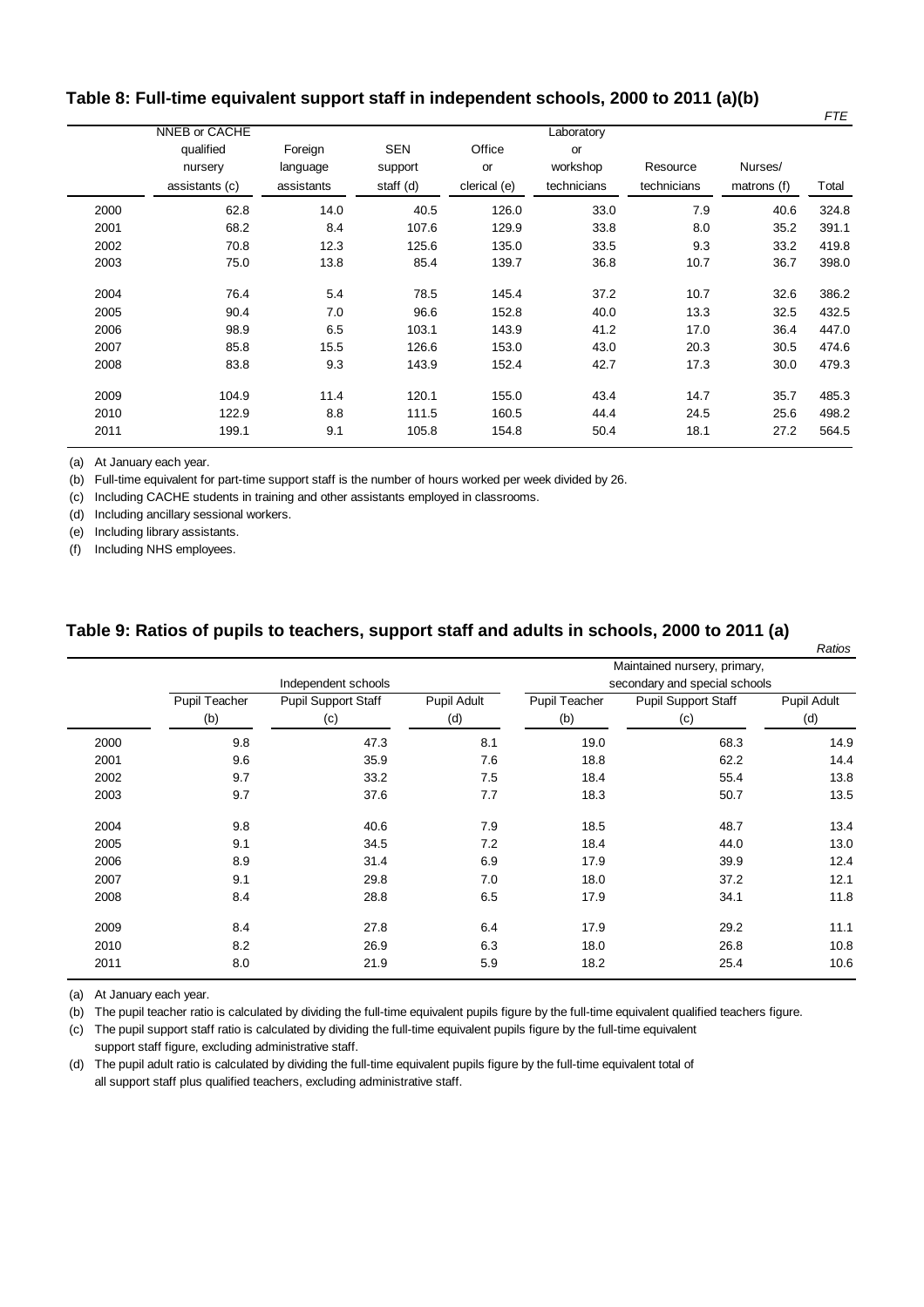## Table 8: Full-time equivalent support staff in independent schools, 2000 to 2011 (a)(b)

*FTE*

| | NNEB or CACHE qualified nursery assistants (c) | Foreign language assistants | SEN support staff (d) | Office or clerical (e) | Laboratory or workshop technicians | Resource technicians | Nurses/ matrons (f) | Total |
|---|---|---|---|---|---|---|---|---|
| 2000 | 62.8 | 14.0 | 40.5 | 126.0 | 33.0 | 7.9 | 40.6 | 324.8 |
| 2001 | 68.2 | 8.4 | 107.6 | 129.9 | 33.8 | 8.0 | 35.2 | 391.1 |
| 2002 | 70.8 | 12.3 | 125.6 | 135.0 | 33.5 | 9.3 | 33.2 | 419.8 |
| 2003 | 75.0 | 13.8 | 85.4 | 139.7 | 36.8 | 10.7 | 36.7 | 398.0 |
| 2004 | 76.4 | 5.4 | 78.5 | 145.4 | 37.2 | 10.7 | 32.6 | 386.2 |
| 2005 | 90.4 | 7.0 | 96.6 | 152.8 | 40.0 | 13.3 | 32.5 | 432.5 |
| 2006 | 98.9 | 6.5 | 103.1 | 143.9 | 41.2 | 17.0 | 36.4 | 447.0 |
| 2007 | 85.8 | 15.5 | 126.6 | 153.0 | 43.0 | 20.3 | 30.5 | 474.6 |
| 2008 | 83.8 | 9.3 | 143.9 | 152.4 | 42.7 | 17.3 | 30.0 | 479.3 |
| 2009 | 104.9 | 11.4 | 120.1 | 155.0 | 43.4 | 14.7 | 35.7 | 485.3 |
| 2010 | 122.9 | 8.8 | 111.5 | 160.5 | 44.4 | 24.5 | 25.6 | 498.2 |
| 2011 | 199.1 | 9.1 | 105.8 | 154.8 | 50.4 | 18.1 | 27.2 | 564.5 |

(a) At January each year.

(b) Full-time equivalent for part-time support staff is the number of hours worked per week divided by 26.

(c) Including CACHE students in training and other assistants employed in classrooms.

(d) Including ancillary sessional workers.

(e) Including library assistants.

(f) Including NHS employees.

## Table 9: Ratios of pupils to teachers, support staff and adults in schools, 2000 to 2011 (a)

*Ratios*

| | Independent schools | | | Maintained nursery, primary, secondary and special schools | | |
|---|---|---|---|---|---|---|
| | Pupil Teacher (b) | Pupil Support Staff (c) | Pupil Adult (d) | Pupil Teacher (b) | Pupil Support Staff (c) | Pupil Adult (d) |
| 2000 | 9.8 | 47.3 | 8.1 | 19.0 | 68.3 | 14.9 |
| 2001 | 9.6 | 35.9 | 7.6 | 18.8 | 62.2 | 14.4 |
| 2002 | 9.7 | 33.2 | 7.5 | 18.4 | 55.4 | 13.8 |
| 2003 | 9.7 | 37.6 | 7.7 | 18.3 | 50.7 | 13.5 |
| 2004 | 9.8 | 40.6 | 7.9 | 18.5 | 48.7 | 13.4 |
| 2005 | 9.1 | 34.5 | 7.2 | 18.4 | 44.0 | 13.0 |
| 2006 | 8.9 | 31.4 | 6.9 | 17.9 | 39.9 | 12.4 |
| 2007 | 9.1 | 29.8 | 7.0 | 18.0 | 37.2 | 12.1 |
| 2008 | 8.4 | 28.8 | 6.5 | 17.9 | 34.1 | 11.8 |
| 2009 | 8.4 | 27.8 | 6.4 | 17.9 | 29.2 | 11.1 |
| 2010 | 8.2 | 26.9 | 6.3 | 18.0 | 26.8 | 10.8 |
| 2011 | 8.0 | 21.9 | 5.9 | 18.2 | 25.4 | 10.6 |

(a) At January each year.

(b) The pupil teacher ratio is calculated by dividing the full-time equivalent pupils figure by the full-time equivalent qualified teachers figure.

(c) The pupil support staff ratio is calculated by dividing the full-time equivalent pupils figure by the full-time equivalent support staff figure, excluding administrative staff.

(d) The pupil adult ratio is calculated by dividing the full-time equivalent pupils figure by the full-time equivalent total of all support staff plus qualified teachers, excluding administrative staff.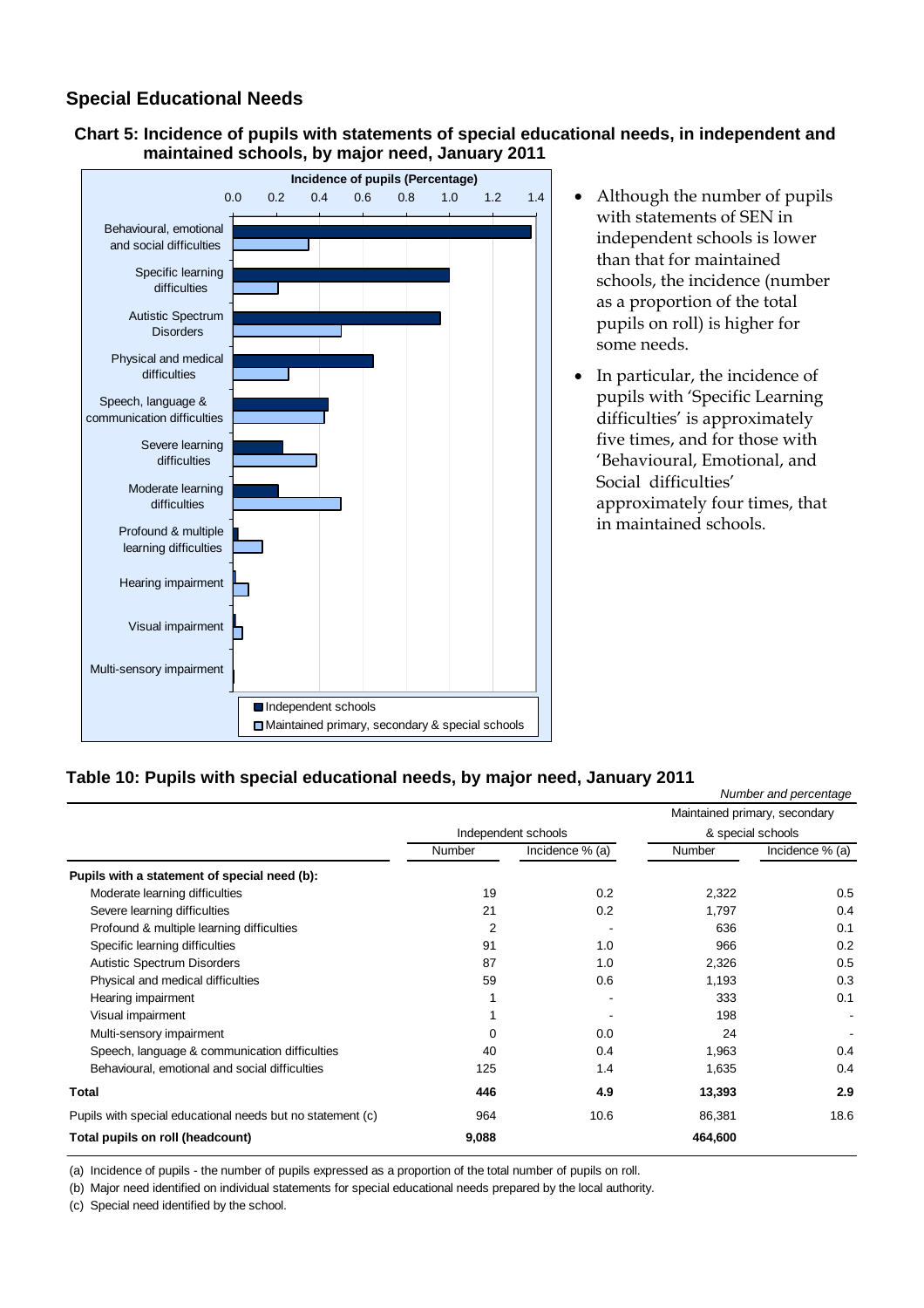## Special Educational Needs

**Chart 5: Incidence of pupils with statements of special educational needs, in independent and maintained schools, by major need, January 2011**

- Although the number of pupils with statements of SEN in independent schools is lower than that for maintained schools, the incidence (number as a proportion of the total pupils on roll) is higher for some needs.
- In particular, the incidence of pupils with 'Specific Learning difficulties' is approximately five times, and for those with 'Behavioural, Emotional, and Social difficulties' approximately four times, that in maintained schools.

**Table 10: Pupils with special educational needs, by major need, January 2011**

*Number and percentage*

| | Independent schools | | Maintained primary, secondary & special schools | |
|---|---|---|---|---|
| | Number | Incidence % (a) | Number | Incidence % (a) |
| **Pupils with a statement of special need (b):** | | | | |
| Moderate learning difficulties | 19 | 0.2 | 2,322 | 0.5 |
| Severe learning difficulties | 21 | 0.2 | 1,797 | 0.4 |
| Profound & multiple learning difficulties | 2 | - | 636 | 0.1 |
| Specific learning difficulties | 91 | 1.0 | 966 | 0.2 |
| Autistic Spectrum Disorders | 87 | 1.0 | 2,326 | 0.5 |
| Physical and medical difficulties | 59 | 0.6 | 1,193 | 0.3 |
| Hearing impairment | 1 | - | 333 | 0.1 |
| Visual impairment | 1 | - | 198 | - |
| Multi-sensory impairment | 0 | 0.0 | 24 | - |
| Speech, language & communication difficulties | 40 | 0.4 | 1,963 | 0.4 |
| Behavioural, emotional and social difficulties | 125 | 1.4 | 1,635 | 0.4 |
| **Total** | **446** | **4.9** | **13,393** | **2.9** |
| Pupils with special educational needs but no statement (c) | 964 | 10.6 | 86,381 | 18.6 |
| **Total pupils on roll (headcount)** | **9,088** | | **464,600** | |

(a) Incidence of pupils - the number of pupils expressed as a proportion of the total number of pupils on roll.

(b) Major need identified on individual statements for special educational needs prepared by the local authority.

(c) Special need identified by the school.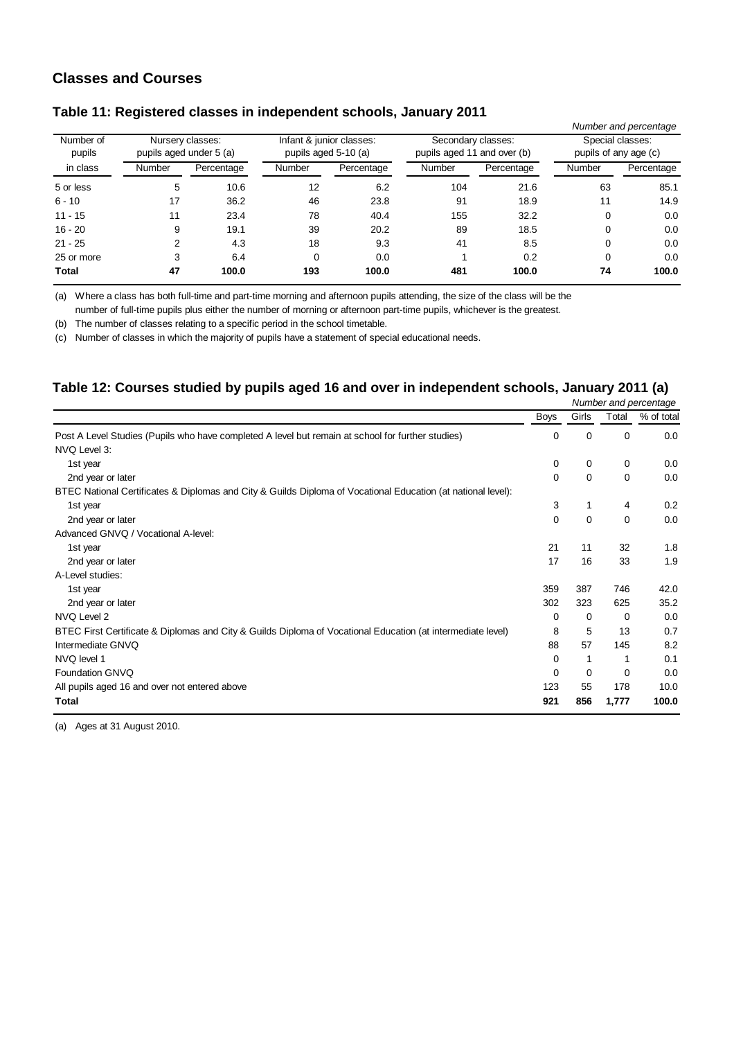## Classes and Courses

### Table 11: Registered classes in independent schools, January 2011

*Number and percentage*

| Number of pupils in class | Nursery classes: pupils aged under 5 (a) | | Infant & junior classes: pupils aged 5-10 (a) | | Secondary classes: pupils aged 11 and over (b) | | Special classes: pupils of any age (c) | |
|---|---|---|---|---|---|---|---|---|
| | Number | Percentage | Number | Percentage | Number | Percentage | Number | Percentage |
| 5 or less | 5 | 10.6 | 12 | 6.2 | 104 | 21.6 | 63 | 85.1 |
| 6 - 10 | 17 | 36.2 | 46 | 23.8 | 91 | 18.9 | 11 | 14.9 |
| 11 - 15 | 11 | 23.4 | 78 | 40.4 | 155 | 32.2 | 0 | 0.0 |
| 16 - 20 | 9 | 19.1 | 39 | 20.2 | 89 | 18.5 | 0 | 0.0 |
| 21 - 25 | 2 | 4.3 | 18 | 9.3 | 41 | 8.5 | 0 | 0.0 |
| 25 or more | 3 | 6.4 | 0 | 0.0 | 1 | 0.2 | 0 | 0.0 |
| **Total** | **47** | **100.0** | **193** | **100.0** | **481** | **100.0** | **74** | **100.0** |

(a) Where a class has both full-time and part-time morning and afternoon pupils attending, the size of the class will be the number of full-time pupils plus either the number of morning or afternoon part-time pupils, whichever is the greatest.

(b) The number of classes relating to a specific period in the school timetable.

(c) Number of classes in which the majority of pupils have a statement of special educational needs.

### Table 12: Courses studied by pupils aged 16 and over in independent schools, January 2011 (a)

*Number and percentage*

| | Boys | Girls | Total | % of total |
|---|---|---|---|---|
| Post A Level Studies (Pupils who have completed A level but remain at school for further studies) | 0 | 0 | 0 | 0.0 |
| NVQ Level 3: | | | | |
| 1st year | 0 | 0 | 0 | 0.0 |
| 2nd year or later | 0 | 0 | 0 | 0.0 |
| BTEC National Certificates & Diplomas and City & Guilds Diploma of Vocational Education (at national level): | | | | |
| 1st year | 3 | 1 | 4 | 0.2 |
| 2nd year or later | 0 | 0 | 0 | 0.0 |
| Advanced GNVQ / Vocational A-level: | | | | |
| 1st year | 21 | 11 | 32 | 1.8 |
| 2nd year or later | 17 | 16 | 33 | 1.9 |
| A-Level studies: | | | | |
| 1st year | 359 | 387 | 746 | 42.0 |
| 2nd year or later | 302 | 323 | 625 | 35.2 |
| NVQ Level 2 | 0 | 0 | 0 | 0.0 |
| BTEC First Certificate & Diplomas and City & Guilds Diploma of Vocational Education (at intermediate level) | 8 | 5 | 13 | 0.7 |
| Intermediate GNVQ | 88 | 57 | 145 | 8.2 |
| NVQ level 1 | 0 | 1 | 1 | 0.1 |
| Foundation GNVQ | 0 | 0 | 0 | 0.0 |
| All pupils aged 16 and over not entered above | 123 | 55 | 178 | 10.0 |
| **Total** | **921** | **856** | **1,777** | **100.0** |

(a) Ages at 31 August 2010.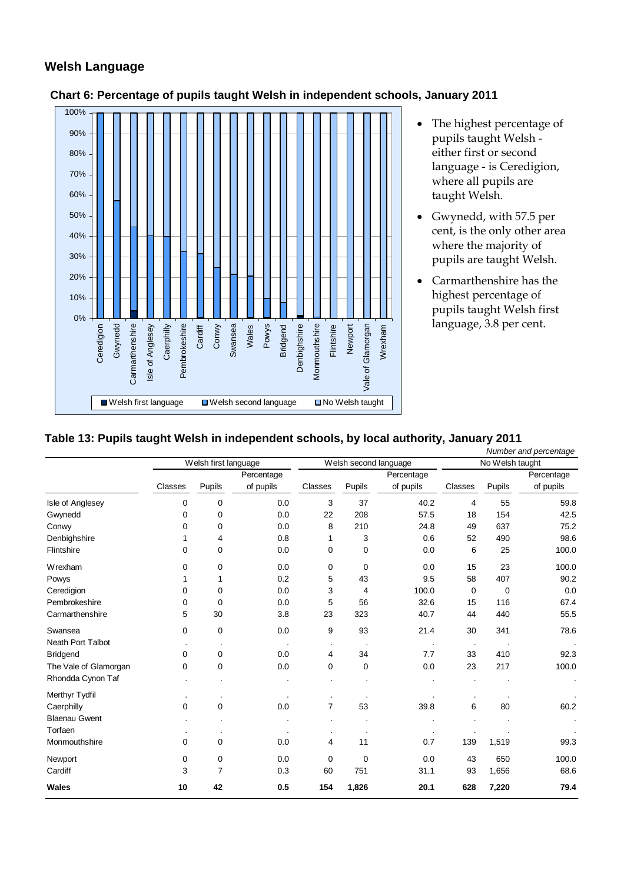## Welsh Language

**Chart 6: Percentage of pupils taught Welsh in independent schools, January 2011**

- The highest percentage of pupils taught Welsh - either first or second language - is Ceredigion, where all pupils are taught Welsh.
- Gwynedd, with 57.5 per cent, is the only other area where the majority of pupils are taught Welsh.
- Carmarthenshire has the highest percentage of pupils taught Welsh first language, 3.8 per cent.

**Table 13: Pupils taught Welsh in independent schools, by local authority, January 2011**

*Number and percentage*

| | Welsh first language | | | Welsh second language | | | No Welsh taught | | |
|---|---|---|---|---|---|---|---|---|---|
| | Classes | Pupils | Percentage of pupils | Classes | Pupils | Percentage of pupils | Classes | Pupils | Percentage of pupils |
| Isle of Anglesey | 0 | 0 | 0.0 | 3 | 37 | 40.2 | 4 | 55 | 59.8 |
| Gwynedd | 0 | 0 | 0.0 | 22 | 208 | 57.5 | 18 | 154 | 42.5 |
| Conwy | 0 | 0 | 0.0 | 8 | 210 | 24.8 | 49 | 637 | 75.2 |
| Denbighshire | 1 | 4 | 0.8 | 1 | 3 | 0.6 | 52 | 490 | 98.6 |
| Flintshire | 0 | 0 | 0.0 | 0 | 0 | 0.0 | 6 | 25 | 100.0 |
| Wrexham | 0 | 0 | 0.0 | 0 | 0 | 0.0 | 15 | 23 | 100.0 |
| Powys | 1 | 1 | 0.2 | 5 | 43 | 9.5 | 58 | 407 | 90.2 |
| Ceredigion | 0 | 0 | 0.0 | 3 | 4 | 100.0 | 0 | 0 | 0.0 |
| Pembrokeshire | 0 | 0 | 0.0 | 5 | 56 | 32.6 | 15 | 116 | 67.4 |
| Carmarthenshire | 5 | 30 | 3.8 | 23 | 323 | 40.7 | 44 | 440 | 55.5 |
| Swansea | 0 | 0 | 0.0 | 9 | 93 | 21.4 | 30 | 341 | 78.6 |
| Neath Port Talbot | . | . | . | . | . | . | . | . | . |
| Bridgend | 0 | 0 | 0.0 | 4 | 34 | 7.7 | 33 | 410 | 92.3 |
| The Vale of Glamorgan | 0 | 0 | 0.0 | 0 | 0 | 0.0 | 23 | 217 | 100.0 |
| Rhondda Cynon Taf | . | . | . | . | . | . | . | . | . |
| Merthyr Tydfil | . | . | . | . | . | . | . | . | . |
| Caerphilly | 0 | 0 | 0.0 | 7 | 53 | 39.8 | 6 | 80 | 60.2 |
| Blaenau Gwent | . | . | . | . | . | . | . | . | . |
| Torfaen | . | . | . | . | . | . | . | . | . |
| Monmouthshire | 0 | 0 | 0.0 | 4 | 11 | 0.7 | 139 | 1,519 | 99.3 |
| Newport | 0 | 0 | 0.0 | 0 | 0 | 0.0 | 43 | 650 | 100.0 |
| Cardiff | 3 | 7 | 0.3 | 60 | 751 | 31.1 | 93 | 1,656 | 68.6 |
| **Wales** | **10** | **42** | **0.5** | **154** | **1,826** | **20.1** | **628** | **7,220** | **79.4** |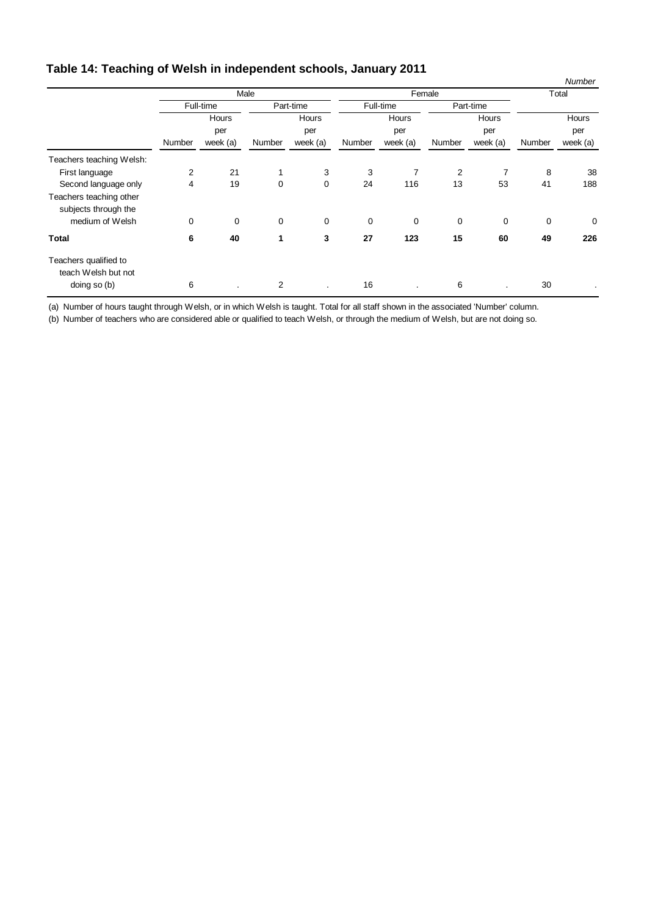## Table 14: Teaching of Welsh in independent schools, January 2011

*Number*

| | Male | | | | Female | | | | Total | |
|---|---|---|---|---|---|---|---|---|---|---|
| | Full-time | | Part-time | | Full-time | | Part-time | | | |
| | Number | Hours per week (a) | Number | Hours per week (a) | Number | Hours per week (a) | Number | Hours per week (a) | Number | Hours per week (a) |
| Teachers teaching Welsh: | | | | | | | | | | |
| First language | 2 | 21 | 1 | 3 | 3 | 7 | 2 | 7 | 8 | 38 |
| Second language only | 4 | 19 | 0 | 0 | 24 | 116 | 13 | 53 | 41 | 188 |
| Teachers teaching other subjects through the medium of Welsh | 0 | 0 | 0 | 0 | 0 | 0 | 0 | 0 | 0 | 0 |
| **Total** | **6** | **40** | **1** | **3** | **27** | **123** | **15** | **60** | **49** | **226** |
| Teachers qualified to teach Welsh but not doing so (b) | 6 | . | 2 | . | 16 | . | 6 | . | 30 | . |

(a) Number of hours taught through Welsh, or in which Welsh is taught. Total for all staff shown in the associated 'Number' column.

(b) Number of teachers who are considered able or qualified to teach Welsh, or through the medium of Welsh, but are not doing so.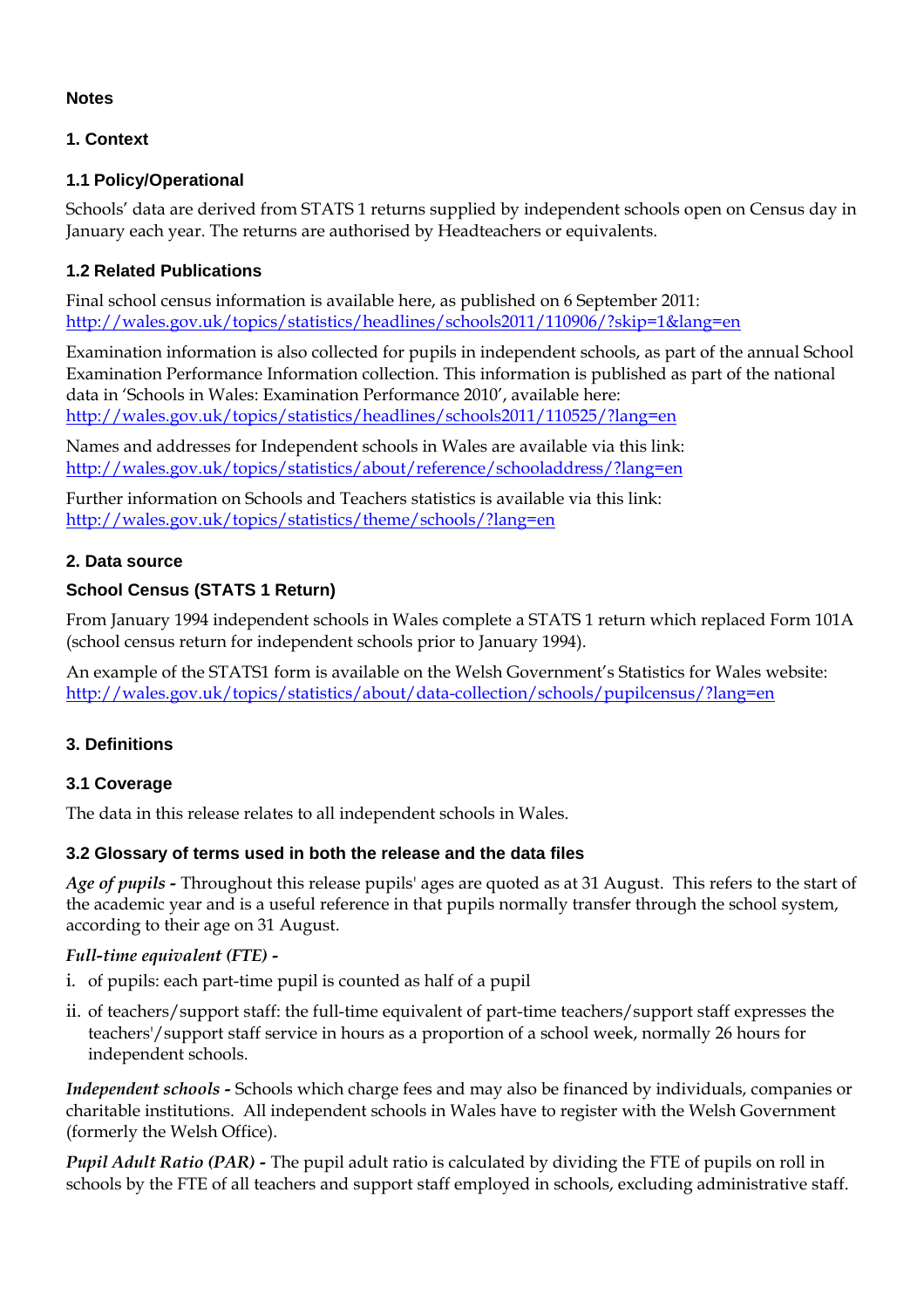## Notes

### 1. Context

#### 1.1 Policy/Operational

Schools' data are derived from STATS 1 returns supplied by independent schools open on Census day in January each year. The returns are authorised by Headteachers or equivalents.

#### 1.2 Related Publications

Final school census information is available here, as published on 6 September 2011:
[http://wales.gov.uk/topics/statistics/headlines/schools2011/110906/?skip=1&lang=en](http://wales.gov.uk/topics/statistics/headlines/schools2011/110906/?skip=1&lang=en)

Examination information is also collected for pupils in independent schools, as part of the annual School Examination Performance Information collection. This information is published as part of the national data in 'Schools in Wales: Examination Performance 2010', available here:
[http://wales.gov.uk/topics/statistics/headlines/schools2011/110525/?lang=en](http://wales.gov.uk/topics/statistics/headlines/schools2011/110525/?lang=en)

Names and addresses for Independent schools in Wales are available via this link:
[http://wales.gov.uk/topics/statistics/about/reference/schooladdress/?lang=en](http://wales.gov.uk/topics/statistics/about/reference/schooladdress/?lang=en)

Further information on Schools and Teachers statistics is available via this link:
[http://wales.gov.uk/topics/statistics/theme/schools/?lang=en](http://wales.gov.uk/topics/statistics/theme/schools/?lang=en)

### 2. Data source

#### School Census (STATS 1 Return)

From January 1994 independent schools in Wales complete a STATS 1 return which replaced Form 101A (school census return for independent schools prior to January 1994).

An example of the STATS1 form is available on the Welsh Government's Statistics for Wales website:
[http://wales.gov.uk/topics/statistics/about/data-collection/schools/pupilcensus/?lang=en](http://wales.gov.uk/topics/statistics/about/data-collection/schools/pupilcensus/?lang=en)

### 3. Definitions

#### 3.1 Coverage

The data in this release relates to all independent schools in Wales.

#### 3.2 Glossary of terms used in both the release and the data files

***Age of pupils -*** Throughout this release pupils' ages are quoted as at 31 August. This refers to the start of the academic year and is a useful reference in that pupils normally transfer through the school system, according to their age on 31 August.

***Full-time equivalent (FTE) -***

i. of pupils: each part-time pupil is counted as half of a pupil
ii. of teachers/support staff: the full-time equivalent of part-time teachers/support staff expresses the teachers'/support staff service in hours as a proportion of a school week, normally 26 hours for independent schools.

***Independent schools -*** Schools which charge fees and may also be financed by individuals, companies or charitable institutions. All independent schools in Wales have to register with the Welsh Government (formerly the Welsh Office).

***Pupil Adult Ratio (PAR) -*** The pupil adult ratio is calculated by dividing the FTE of pupils on roll in schools by the FTE of all teachers and support staff employed in schools, excluding administrative staff.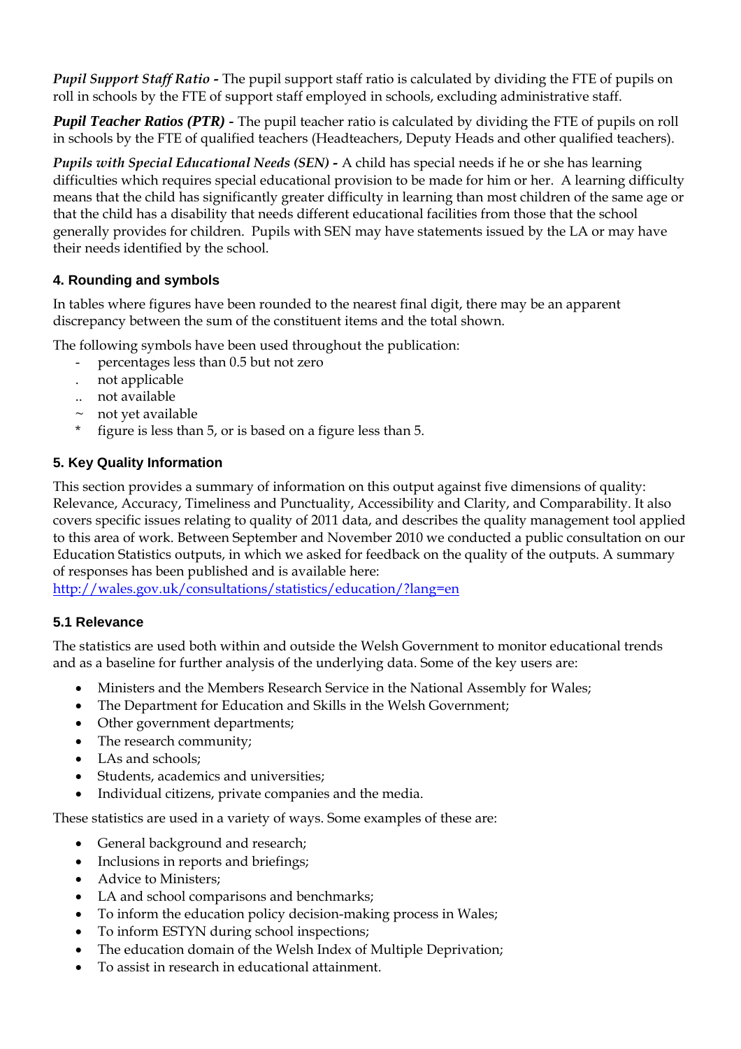***Pupil Support Staff Ratio -*** The pupil support staff ratio is calculated by dividing the FTE of pupils on roll in schools by the FTE of support staff employed in schools, excluding administrative staff.

***Pupil Teacher Ratios (PTR) -*** The pupil teacher ratio is calculated by dividing the FTE of pupils on roll in schools by the FTE of qualified teachers (Headteachers, Deputy Heads and other qualified teachers).

***Pupils with Special Educational Needs (SEN) -*** A child has special needs if he or she has learning difficulties which requires special educational provision to be made for him or her. A learning difficulty means that the child has significantly greater difficulty in learning than most children of the same age or that the child has a disability that needs different educational facilities from those that the school generally provides for children. Pupils with SEN may have statements issued by the LA or may have their needs identified by the school.

### 4. Rounding and symbols

In tables where figures have been rounded to the nearest final digit, there may be an apparent discrepancy between the sum of the constituent items and the total shown.

The following symbols have been used throughout the publication:

- \- percentages less than 0.5 but not zero
- . not applicable
- .. not available
- ~ not yet available
- \* figure is less than 5, or is based on a figure less than 5.

### 5. Key Quality Information

This section provides a summary of information on this output against five dimensions of quality: Relevance, Accuracy, Timeliness and Punctuality, Accessibility and Clarity, and Comparability. It also covers specific issues relating to quality of 2011 data, and describes the quality management tool applied to this area of work. Between September and November 2010 we conducted a public consultation on our Education Statistics outputs, in which we asked for feedback on the quality of the outputs. A summary of responses has been published and is available here:
http://wales.gov.uk/consultations/statistics/education/?lang=en

### 5.1 Relevance

The statistics are used both within and outside the Welsh Government to monitor educational trends and as a baseline for further analysis of the underlying data. Some of the key users are:

- Ministers and the Members Research Service in the National Assembly for Wales;
- The Department for Education and Skills in the Welsh Government;
- Other government departments;
- The research community;
- LAs and schools;
- Students, academics and universities;
- Individual citizens, private companies and the media.

These statistics are used in a variety of ways. Some examples of these are:

- General background and research;
- Inclusions in reports and briefings;
- Advice to Ministers;
- LA and school comparisons and benchmarks;
- To inform the education policy decision-making process in Wales;
- To inform ESTYN during school inspections;
- The education domain of the Welsh Index of Multiple Deprivation;
- To assist in research in educational attainment.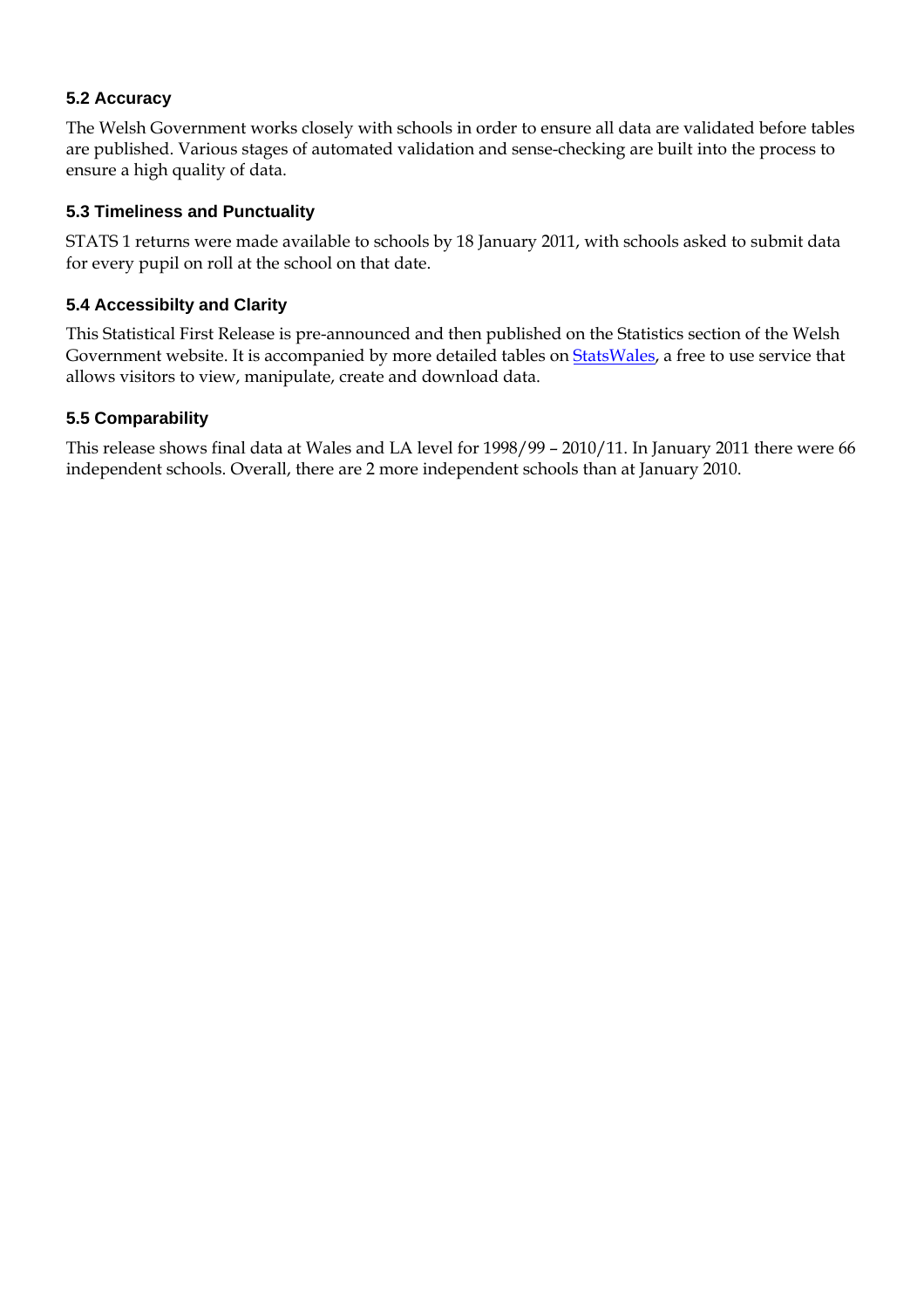### 5.2 Accuracy

The Welsh Government works closely with schools in order to ensure all data are validated before tables are published. Various stages of automated validation and sense-checking are built into the process to ensure a high quality of data.

### 5.3 Timeliness and Punctuality

STATS 1 returns were made available to schools by 18 January 2011, with schools asked to submit data for every pupil on roll at the school on that date.

### 5.4 Accessibilty and Clarity

This Statistical First Release is pre-announced and then published on the Statistics section of the Welsh Government website. It is accompanied by more detailed tables on StatsWales, a free to use service that allows visitors to view, manipulate, create and download data.

### 5.5 Comparability

This release shows final data at Wales and LA level for 1998/99 – 2010/11. In January 2011 there were 66 independent schools. Overall, there are 2 more independent schools than at January 2010.